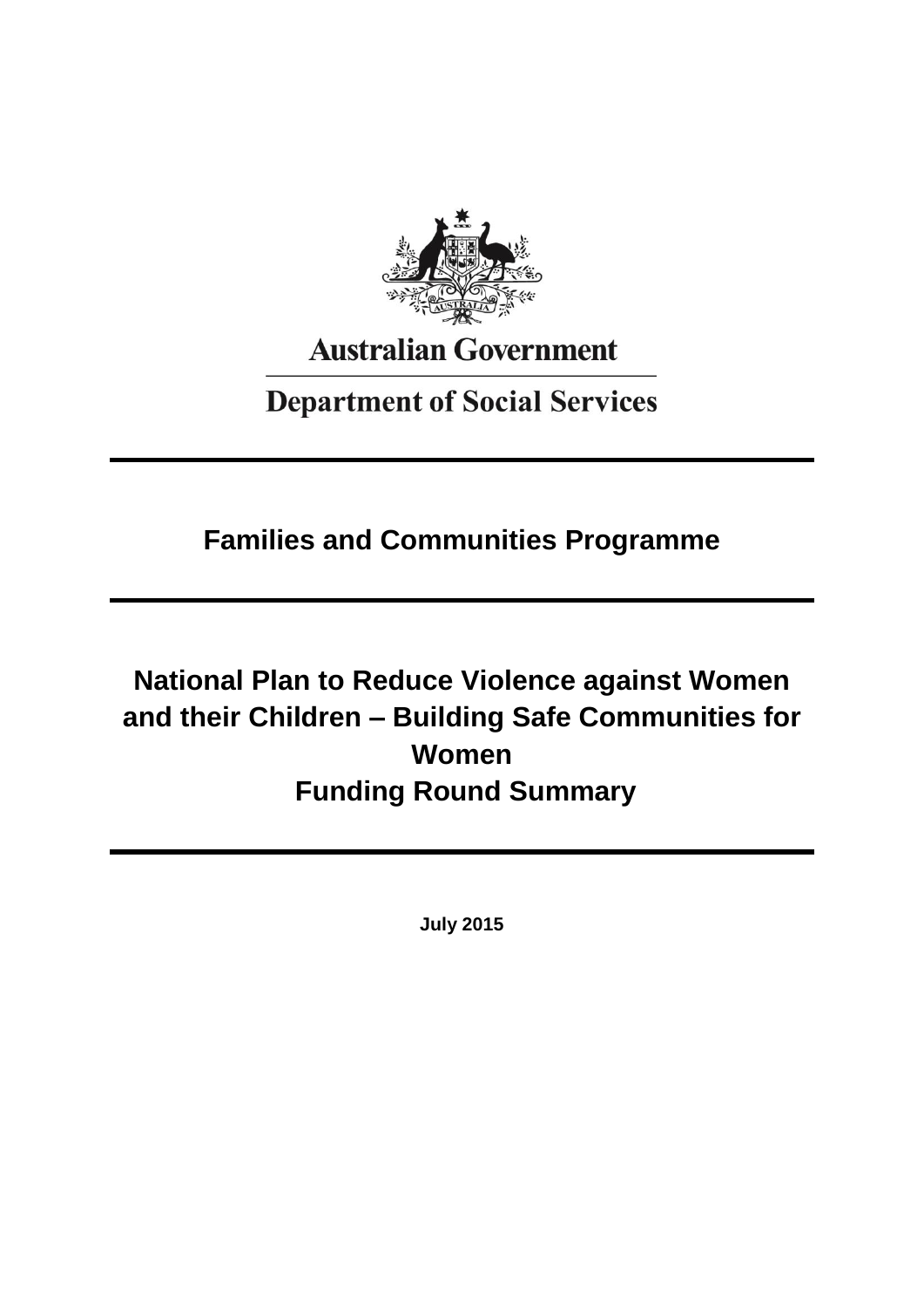Australian Government

Department of Social Services

# Families and Communities Programme

# National Plan to Reduce Violence against Women and their Children – Building Safe Communities for Women Funding Round Summary

**July 2015**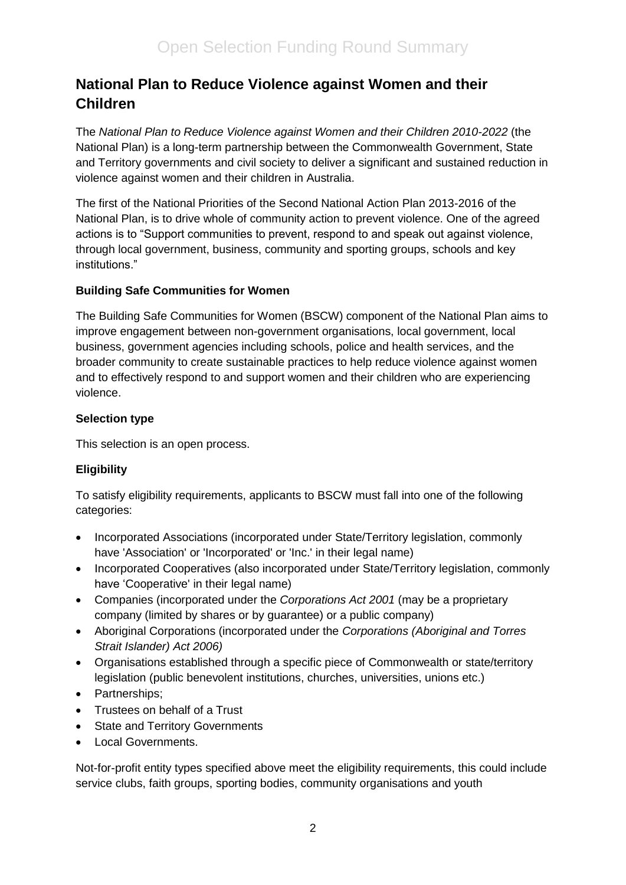## National Plan to Reduce Violence against Women and their Children

The *National Plan to Reduce Violence against Women and their Children 2010-2022* (the National Plan) is a long-term partnership between the Commonwealth Government, State and Territory governments and civil society to deliver a significant and sustained reduction in violence against women and their children in Australia.

The first of the National Priorities of the Second National Action Plan 2013-2016 of the National Plan, is to drive whole of community action to prevent violence. One of the agreed actions is to "Support communities to prevent, respond to and speak out against violence, through local government, business, community and sporting groups, schools and key institutions."

### Building Safe Communities for Women

The Building Safe Communities for Women (BSCW) component of the National Plan aims to improve engagement between non-government organisations, local government, local business, government agencies including schools, police and health services, and the broader community to create sustainable practices to help reduce violence against women and to effectively respond to and support women and their children who are experiencing violence.

### Selection type

This selection is an open process.

### Eligibility

To satisfy eligibility requirements, applicants to BSCW must fall into one of the following categories:

- Incorporated Associations (incorporated under State/Territory legislation, commonly have 'Association' or 'Incorporated' or 'Inc.' in their legal name)
- Incorporated Cooperatives (also incorporated under State/Territory legislation, commonly have 'Cooperative' in their legal name)
- Companies (incorporated under the *Corporations Act 2001* (may be a proprietary company (limited by shares or by guarantee) or a public company)
- Aboriginal Corporations (incorporated under the *Corporations (Aboriginal and Torres Strait Islander) Act 2006)*
- Organisations established through a specific piece of Commonwealth or state/territory legislation (public benevolent institutions, churches, universities, unions etc.)
- Partnerships;
- Trustees on behalf of a Trust
- State and Territory Governments
- Local Governments.

Not-for-profit entity types specified above meet the eligibility requirements, this could include service clubs, faith groups, sporting bodies, community organisations and youth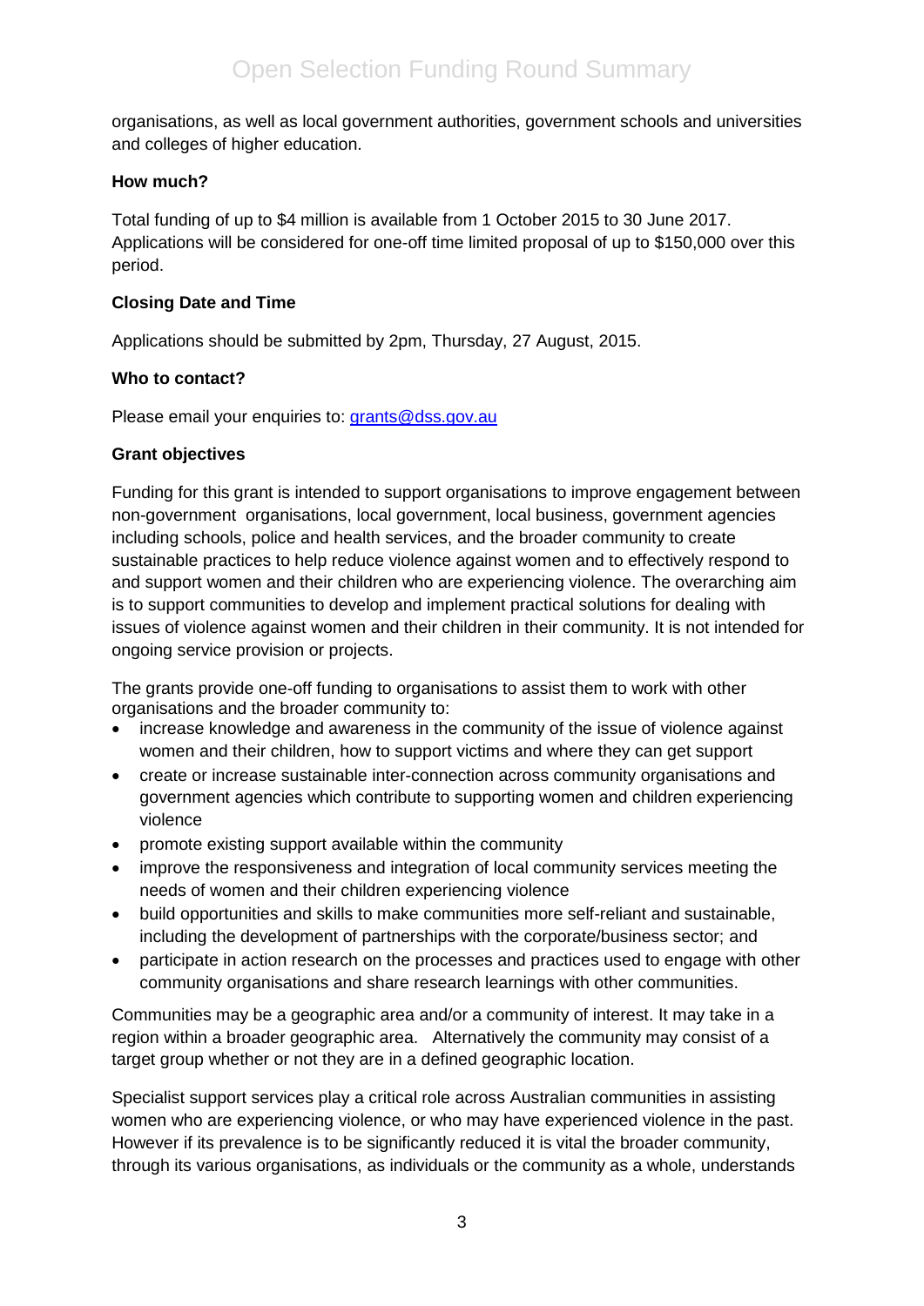organisations, as well as local government authorities, government schools and universities and colleges of higher education.

**How much?**

Total funding of up to $4 million is available from 1 October 2015 to 30 June 2017. Applications will be considered for one-off time limited proposal of up to $150,000 over this period.

**Closing Date and Time**

Applications should be submitted by 2pm, Thursday, 27 August, 2015.

**Who to contact?**

Please email your enquiries to: grants@dss.gov.au

**Grant objectives**

Funding for this grant is intended to support organisations to improve engagement between non-government organisations, local government, local business, government agencies including schools, police and health services, and the broader community to create sustainable practices to help reduce violence against women and to effectively respond to and support women and their children who are experiencing violence. The overarching aim is to support communities to develop and implement practical solutions for dealing with issues of violence against women and their children in their community. It is not intended for ongoing service provision or projects.

The grants provide one-off funding to organisations to assist them to work with other organisations and the broader community to:

- increase knowledge and awareness in the community of the issue of violence against women and their children, how to support victims and where they can get support
- create or increase sustainable inter-connection across community organisations and government agencies which contribute to supporting women and children experiencing violence
- promote existing support available within the community
- improve the responsiveness and integration of local community services meeting the needs of women and their children experiencing violence
- build opportunities and skills to make communities more self-reliant and sustainable, including the development of partnerships with the corporate/business sector; and
- participate in action research on the processes and practices used to engage with other community organisations and share research learnings with other communities.

Communities may be a geographic area and/or a community of interest. It may take in a region within a broader geographic area. Alternatively the community may consist of a target group whether or not they are in a defined geographic location.

Specialist support services play a critical role across Australian communities in assisting women who are experiencing violence, or who may have experienced violence in the past. However if its prevalence is to be significantly reduced it is vital the broader community, through its various organisations, as individuals or the community as a whole, understands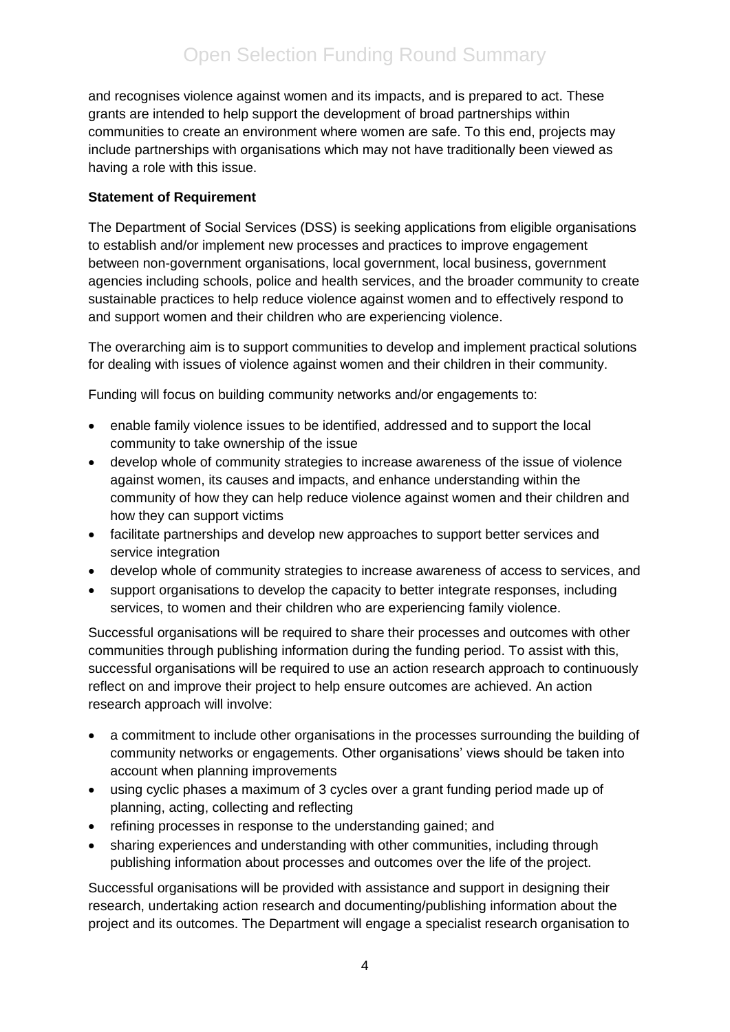and recognises violence against women and its impacts, and is prepared to act. These grants are intended to help support the development of broad partnerships within communities to create an environment where women are safe. To this end, projects may include partnerships with organisations which may not have traditionally been viewed as having a role with this issue.

**Statement of Requirement**

The Department of Social Services (DSS) is seeking applications from eligible organisations to establish and/or implement new processes and practices to improve engagement between non-government organisations, local government, local business, government agencies including schools, police and health services, and the broader community to create sustainable practices to help reduce violence against women and to effectively respond to and support women and their children who are experiencing violence.

The overarching aim is to support communities to develop and implement practical solutions for dealing with issues of violence against women and their children in their community.

Funding will focus on building community networks and/or engagements to:

- enable family violence issues to be identified, addressed and to support the local community to take ownership of the issue
- develop whole of community strategies to increase awareness of the issue of violence against women, its causes and impacts, and enhance understanding within the community of how they can help reduce violence against women and their children and how they can support victims
- facilitate partnerships and develop new approaches to support better services and service integration
- develop whole of community strategies to increase awareness of access to services, and
- support organisations to develop the capacity to better integrate responses, including services, to women and their children who are experiencing family violence.

Successful organisations will be required to share their processes and outcomes with other communities through publishing information during the funding period. To assist with this, successful organisations will be required to use an action research approach to continuously reflect on and improve their project to help ensure outcomes are achieved. An action research approach will involve:

- a commitment to include other organisations in the processes surrounding the building of community networks or engagements. Other organisations' views should be taken into account when planning improvements
- using cyclic phases a maximum of 3 cycles over a grant funding period made up of planning, acting, collecting and reflecting
- refining processes in response to the understanding gained; and
- sharing experiences and understanding with other communities, including through publishing information about processes and outcomes over the life of the project.

Successful organisations will be provided with assistance and support in designing their research, undertaking action research and documenting/publishing information about the project and its outcomes. The Department will engage a specialist research organisation to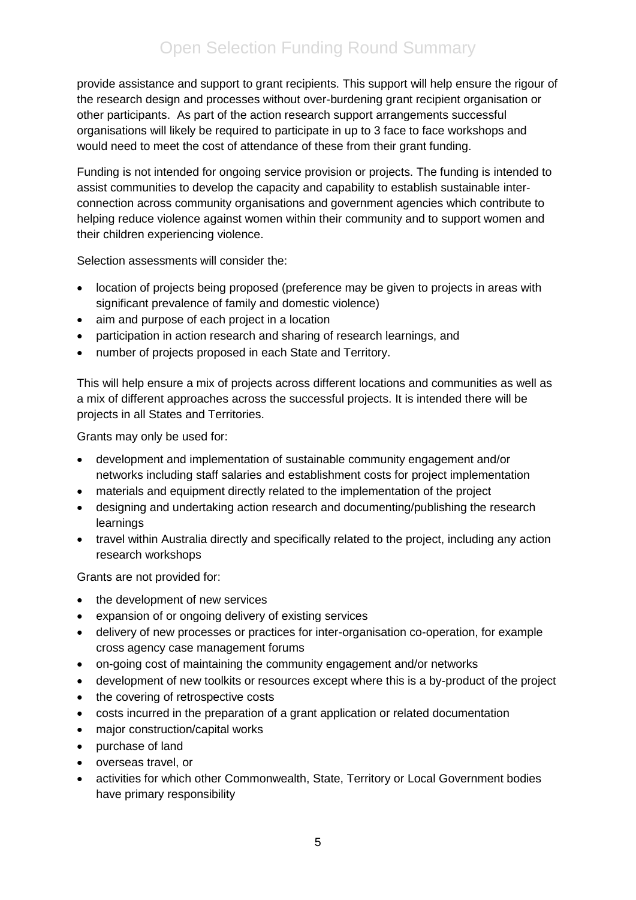provide assistance and support to grant recipients. This support will help ensure the rigour of the research design and processes without over-burdening grant recipient organisation or other participants. As part of the action research support arrangements successful organisations will likely be required to participate in up to 3 face to face workshops and would need to meet the cost of attendance of these from their grant funding.

Funding is not intended for ongoing service provision or projects. The funding is intended to assist communities to develop the capacity and capability to establish sustainable inter-connection across community organisations and government agencies which contribute to helping reduce violence against women within their community and to support women and their children experiencing violence.

Selection assessments will consider the:

- location of projects being proposed (preference may be given to projects in areas with significant prevalence of family and domestic violence)
- aim and purpose of each project in a location
- participation in action research and sharing of research learnings, and
- number of projects proposed in each State and Territory.

This will help ensure a mix of projects across different locations and communities as well as a mix of different approaches across the successful projects. It is intended there will be projects in all States and Territories.

Grants may only be used for:

- development and implementation of sustainable community engagement and/or networks including staff salaries and establishment costs for project implementation
- materials and equipment directly related to the implementation of the project
- designing and undertaking action research and documenting/publishing the research learnings
- travel within Australia directly and specifically related to the project, including any action research workshops

Grants are not provided for:

- the development of new services
- expansion of or ongoing delivery of existing services
- delivery of new processes or practices for inter-organisation co-operation, for example cross agency case management forums
- on-going cost of maintaining the community engagement and/or networks
- development of new toolkits or resources except where this is a by-product of the project
- the covering of retrospective costs
- costs incurred in the preparation of a grant application or related documentation
- major construction/capital works
- purchase of land
- overseas travel, or
- activities for which other Commonwealth, State, Territory or Local Government bodies have primary responsibility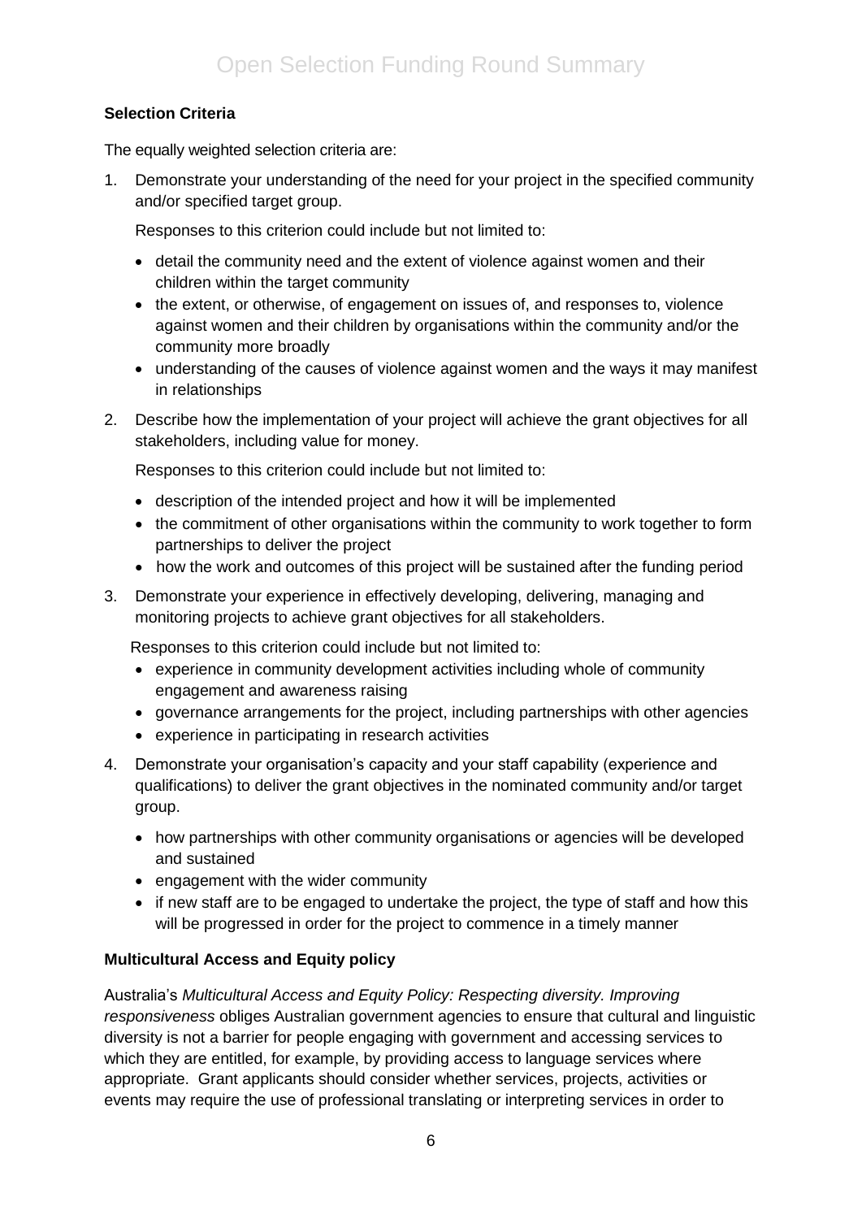**Selection Criteria**

The equally weighted selection criteria are:

1. Demonstrate your understanding of the need for your project in the specified community and/or specified target group.

   Responses to this criterion could include but not limited to:

   - detail the community need and the extent of violence against women and their children within the target community
   - the extent, or otherwise, of engagement on issues of, and responses to, violence against women and their children by organisations within the community and/or the community more broadly
   - understanding of the causes of violence against women and the ways it may manifest in relationships

2. Describe how the implementation of your project will achieve the grant objectives for all stakeholders, including value for money.

   Responses to this criterion could include but not limited to:

   - description of the intended project and how it will be implemented
   - the commitment of other organisations within the community to work together to form partnerships to deliver the project
   - how the work and outcomes of this project will be sustained after the funding period

3. Demonstrate your experience in effectively developing, delivering, managing and monitoring projects to achieve grant objectives for all stakeholders.

   Responses to this criterion could include but not limited to:

   - experience in community development activities including whole of community engagement and awareness raising
   - governance arrangements for the project, including partnerships with other agencies
   - experience in participating in research activities

4. Demonstrate your organisation's capacity and your staff capability (experience and qualifications) to deliver the grant objectives in the nominated community and/or target group.

   - how partnerships with other community organisations or agencies will be developed and sustained
   - engagement with the wider community
   - if new staff are to be engaged to undertake the project, the type of staff and how this will be progressed in order for the project to commence in a timely manner

**Multicultural Access and Equity policy**

Australia's *Multicultural Access and Equity Policy: Respecting diversity. Improving responsiveness* obliges Australian government agencies to ensure that cultural and linguistic diversity is not a barrier for people engaging with government and accessing services to which they are entitled, for example, by providing access to language services where appropriate. Grant applicants should consider whether services, projects, activities or events may require the use of professional translating or interpreting services in order to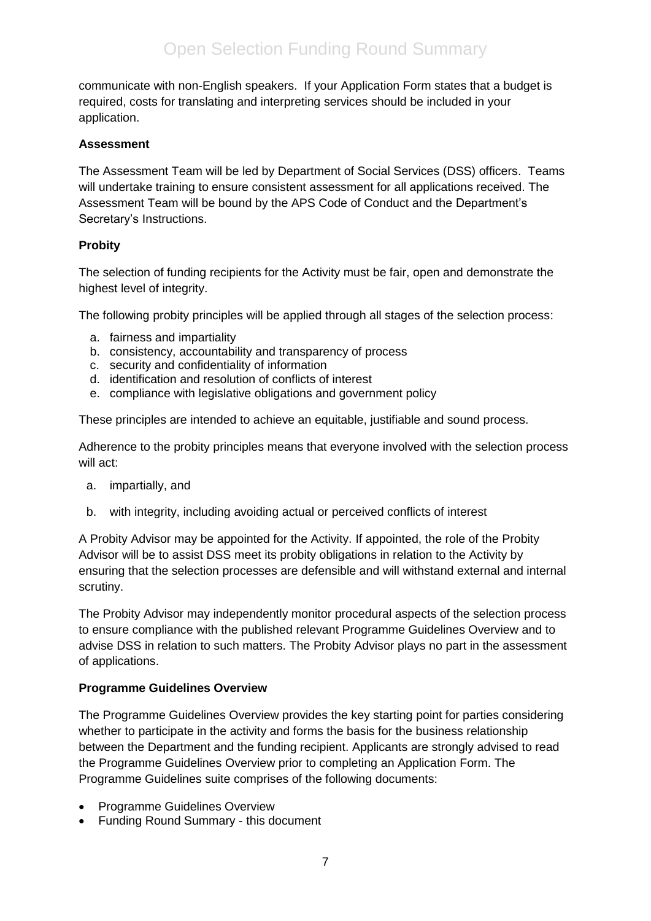communicate with non-English speakers. If your Application Form states that a budget is required, costs for translating and interpreting services should be included in your application.

**Assessment**

The Assessment Team will be led by Department of Social Services (DSS) officers. Teams will undertake training to ensure consistent assessment for all applications received. The Assessment Team will be bound by the APS Code of Conduct and the Department's Secretary's Instructions.

**Probity**

The selection of funding recipients for the Activity must be fair, open and demonstrate the highest level of integrity.

The following probity principles will be applied through all stages of the selection process:

a. fairness and impartiality
b. consistency, accountability and transparency of process
c. security and confidentiality of information
d. identification and resolution of conflicts of interest
e. compliance with legislative obligations and government policy

These principles are intended to achieve an equitable, justifiable and sound process.

Adherence to the probity principles means that everyone involved with the selection process will act:

a. impartially, and

b. with integrity, including avoiding actual or perceived conflicts of interest

A Probity Advisor may be appointed for the Activity. If appointed, the role of the Probity Advisor will be to assist DSS meet its probity obligations in relation to the Activity by ensuring that the selection processes are defensible and will withstand external and internal scrutiny.

The Probity Advisor may independently monitor procedural aspects of the selection process to ensure compliance with the published relevant Programme Guidelines Overview and to advise DSS in relation to such matters. The Probity Advisor plays no part in the assessment of applications.

**Programme Guidelines Overview**

The Programme Guidelines Overview provides the key starting point for parties considering whether to participate in the activity and forms the basis for the business relationship between the Department and the funding recipient. Applicants are strongly advised to read the Programme Guidelines Overview prior to completing an Application Form. The Programme Guidelines suite comprises of the following documents:

- Programme Guidelines Overview
- Funding Round Summary - this document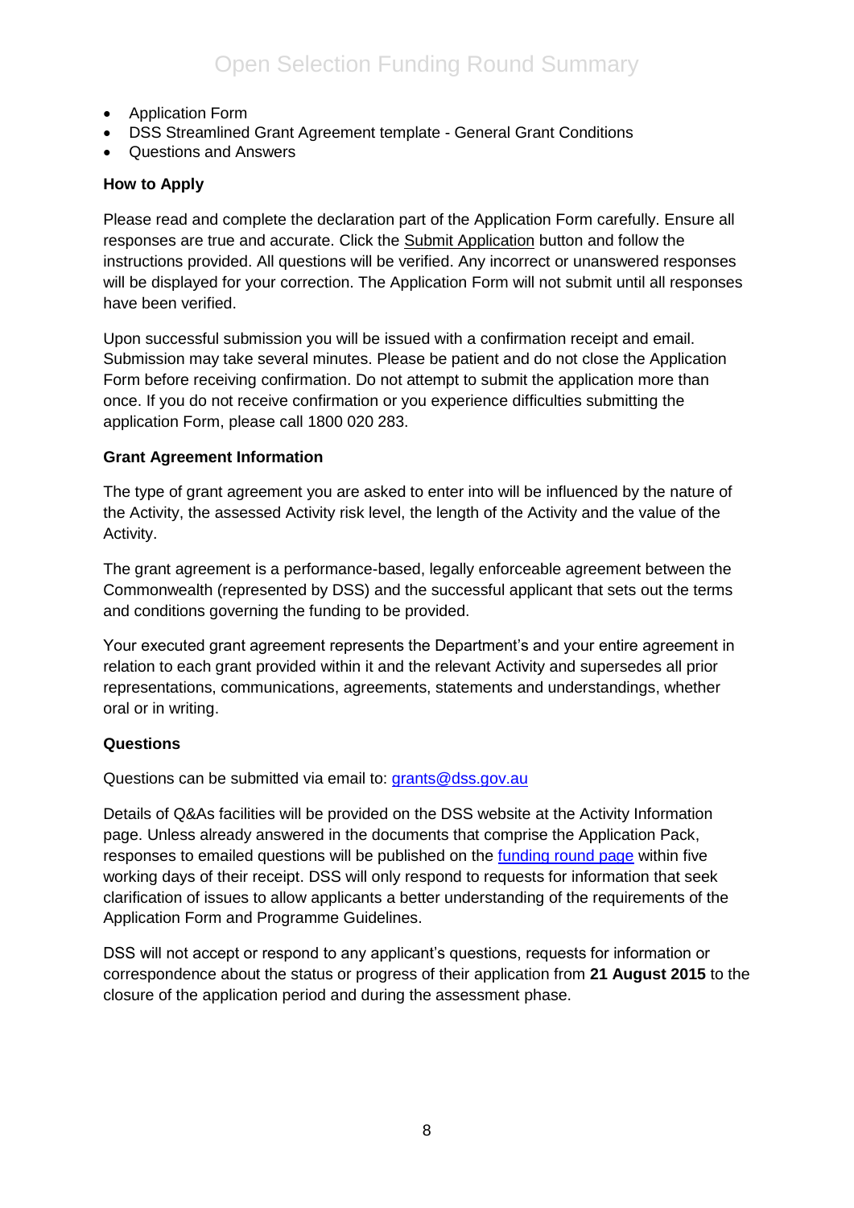- Application Form
- DSS Streamlined Grant Agreement template - General Grant Conditions
- Questions and Answers

**How to Apply**

Please read and complete the declaration part of the Application Form carefully. Ensure all responses are true and accurate. Click the Submit Application button and follow the instructions provided. All questions will be verified. Any incorrect or unanswered responses will be displayed for your correction. The Application Form will not submit until all responses have been verified.

Upon successful submission you will be issued with a confirmation receipt and email. Submission may take several minutes. Please be patient and do not close the Application Form before receiving confirmation. Do not attempt to submit the application more than once. If you do not receive confirmation or you experience difficulties submitting the application Form, please call 1800 020 283.

**Grant Agreement Information**

The type of grant agreement you are asked to enter into will be influenced by the nature of the Activity, the assessed Activity risk level, the length of the Activity and the value of the Activity.

The grant agreement is a performance-based, legally enforceable agreement between the Commonwealth (represented by DSS) and the successful applicant that sets out the terms and conditions governing the funding to be provided.

Your executed grant agreement represents the Department's and your entire agreement in relation to each grant provided within it and the relevant Activity and supersedes all prior representations, communications, agreements, statements and understandings, whether oral or in writing.

**Questions**

Questions can be submitted via email to: grants@dss.gov.au

Details of Q&As facilities will be provided on the DSS website at the Activity Information page. Unless already answered in the documents that comprise the Application Pack, responses to emailed questions will be published on the funding round page within five working days of their receipt. DSS will only respond to requests for information that seek clarification of issues to allow applicants a better understanding of the requirements of the Application Form and Programme Guidelines.

DSS will not accept or respond to any applicant's questions, requests for information or correspondence about the status or progress of their application from **21 August 2015** to the closure of the application period and during the assessment phase.